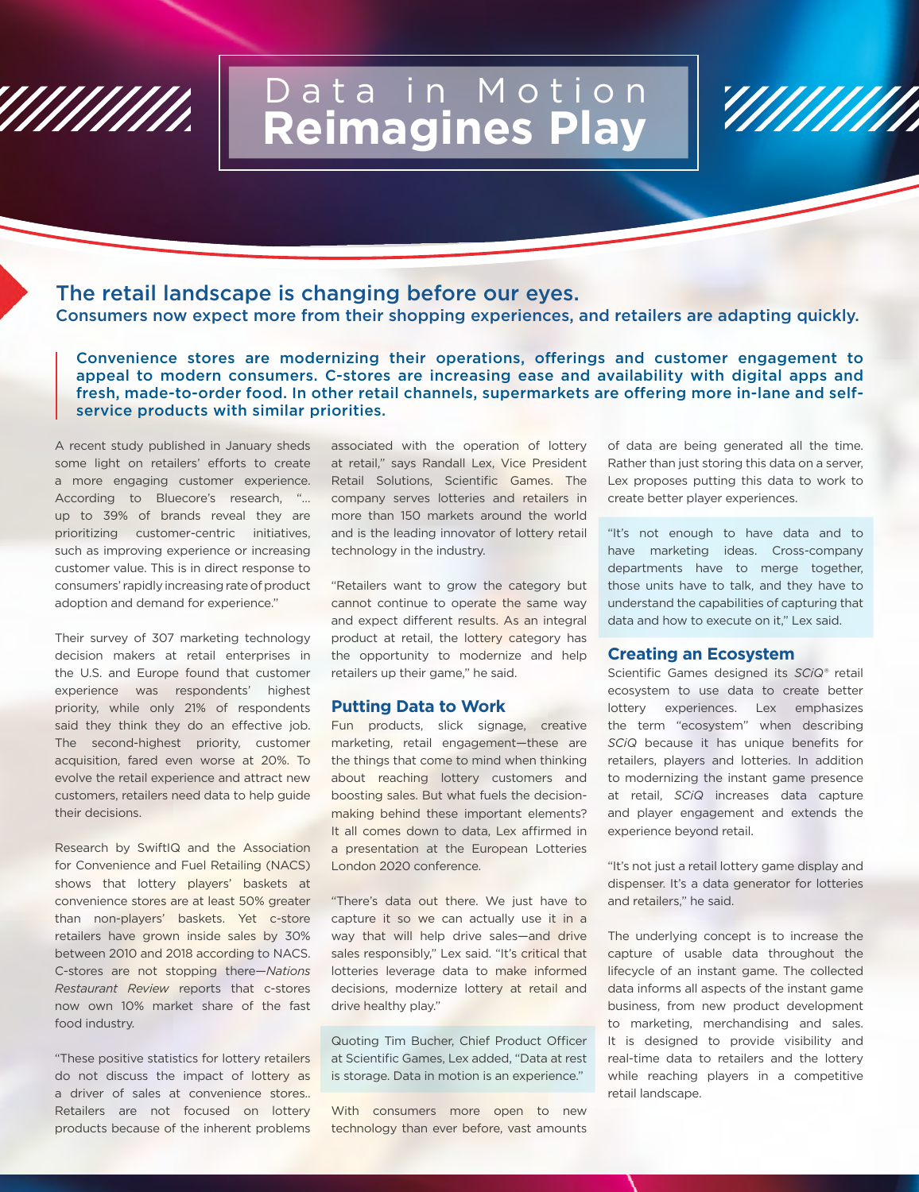# Data in Motion Reimagines Play

## The retail landscape is changing before our eyes.

**Consumers now expect more from their shopping experiences, and retailers are adapting quickly.**

**Convenience stores are modernizing their operations, offerings and customer engagement to appeal to modern consumers. C-stores are increasing ease and availability with digital apps and fresh, made-to-order food. In other retail channels, supermarkets are offering more in-lane and self-service products with similar priorities.**

A recent study published in January sheds some light on retailers' efforts to create a more engaging customer experience. According to Bluecore's research, "... up to 39% of brands reveal they are prioritizing customer-centric initiatives, such as improving experience or increasing customer value. This is in direct response to consumers' rapidly increasing rate of product adoption and demand for experience."

Their survey of 307 marketing technology decision makers at retail enterprises in the U.S. and Europe found that customer experience was respondents' highest priority, while only 21% of respondents said they think they do an effective job. The second-highest priority, customer acquisition, fared even worse at 20%. To evolve the retail experience and attract new customers, retailers need data to help guide their decisions.

Research by SwiftIQ and the Association for Convenience and Fuel Retailing (NACS) shows that lottery players' baskets at convenience stores are at least 50% greater than non-players' baskets. Yet c-store retailers have grown inside sales by 30% between 2010 and 2018 according to NACS. C-stores are not stopping there—*Nations Restaurant Review* reports that c-stores now own 10% market share of the fast food industry.

"These positive statistics for lottery retailers do not discuss the impact of lottery as a driver of sales at convenience stores.. Retailers are not focused on lottery products because of the inherent problems associated with the operation of lottery at retail," says Randall Lex, Vice President Retail Solutions, Scientific Games. The company serves lotteries and retailers in more than 150 markets around the world and is the leading innovator of lottery retail technology in the industry.

"Retailers want to grow the category but cannot continue to operate the same way and expect different results. As an integral product at retail, the lottery category has the opportunity to modernize and help retailers up their game," he said.

### Putting Data to Work

Fun products, slick signage, creative marketing, retail engagement—these are the things that come to mind when thinking about reaching lottery customers and boosting sales. But what fuels the decision-making behind these important elements? It all comes down to data, Lex affirmed in a presentation at the European Lotteries London 2020 conference.

"There's data out there. We just have to capture it so we can actually use it in a way that will help drive sales—and drive sales responsibly," Lex said. "It's critical that lotteries leverage data to make informed decisions, modernize lottery at retail and drive healthy play."

Quoting Tim Bucher, Chief Product Officer at Scientific Games, Lex added, "Data at rest is storage. Data in motion is an experience."

With consumers more open to new technology than ever before, vast amounts of data are being generated all the time. Rather than just storing this data on a server, Lex proposes putting this data to work to create better player experiences.

"It's not enough to have data and to have marketing ideas. Cross-company departments have to merge together, those units have to talk, and they have to understand the capabilities of capturing that data and how to execute on it," Lex said.

### Creating an Ecosystem

Scientific Games designed its *SCiQ*® retail ecosystem to use data to create better lottery experiences. Lex emphasizes the term "ecosystem" when describing *SCiQ* because it has unique benefits for retailers, players and lotteries. In addition to modernizing the instant game presence at retail, *SCiQ* increases data capture and player engagement and extends the experience beyond retail.

"It's not just a retail lottery game display and dispenser. It's a data generator for lotteries and retailers," he said.

The underlying concept is to increase the capture of usable data throughout the lifecycle of an instant game. The collected data informs all aspects of the instant game business, from new product development to marketing, merchandising and sales. It is designed to provide visibility and real-time data to retailers and the lottery while reaching players in a competitive retail landscape.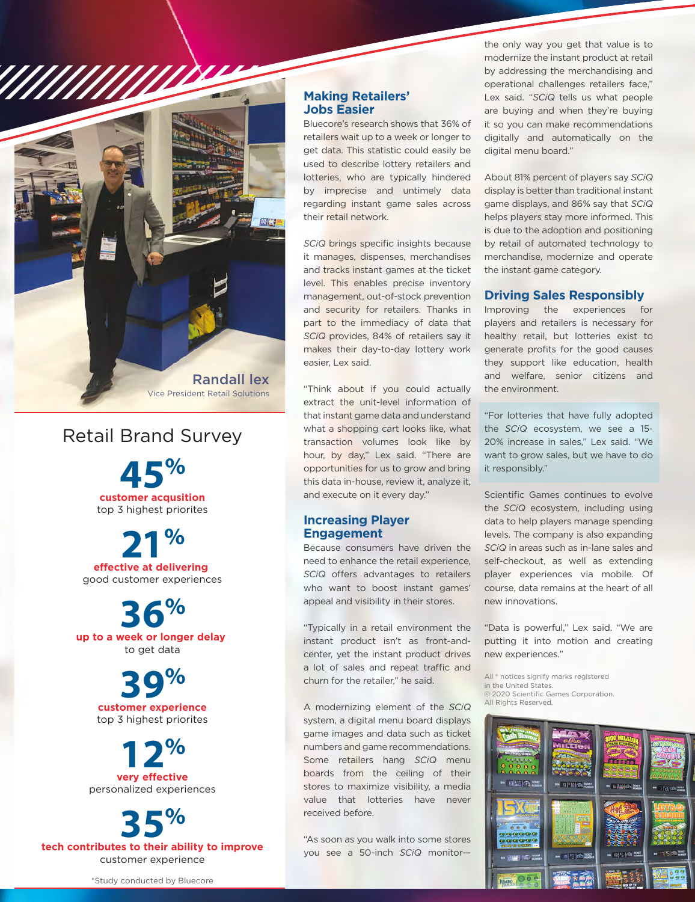Randall lex
Vice President Retail Solutions

## Retail Brand Survey

**45%**
**customer acqusition**
top 3 highest priorites

**21%**
**effective at delivering**
good customer experiences

**36%**
**up to a week or longer delay**
to get data

**39%**
**customer experience**
top 3 highest priorites

**12%**
**very effective**
personalized experiences

**35%**
**tech contributes to their ability to improve**
customer experience

*Study conducted by Bluecore

## Making Retailers' Jobs Easier

Bluecore's research shows that 36% of retailers wait up to a week or longer to get data. This statistic could easily be used to describe lottery retailers and lotteries, who are typically hindered by imprecise and untimely data regarding instant game sales across their retail network.

*SCiQ* brings specific insights because it manages, dispenses, merchandises and tracks instant games at the ticket level. This enables precise inventory management, out-of-stock prevention and security for retailers. Thanks in part to the immediacy of data that *SCiQ* provides, 84% of retailers say it makes their day-to-day lottery work easier, Lex said.

"Think about if you could actually extract the unit-level information of that instant game data and understand what a shopping cart looks like, what transaction volumes look like by hour, by day," Lex said. "There are opportunities for us to grow and bring this data in-house, review it, analyze it, and execute on it every day."

## Increasing Player Engagement

Because consumers have driven the need to enhance the retail experience, *SCiQ* offers advantages to retailers who want to boost instant games' appeal and visibility in their stores.

"Typically in a retail environment the instant product isn't as front-and-center, yet the instant product drives a lot of sales and repeat traffic and churn for the retailer," he said.

A modernizing element of the *SCiQ* system, a digital menu board displays game images and data such as ticket numbers and game recommendations. Some retailers hang *SCiQ* menu boards from the ceiling of their stores to maximize visibility, a media value that lotteries have never received before.

"As soon as you walk into some stores you see a 50-inch *SCiQ* monitor—the only way you get that value is to modernize the instant product at retail by addressing the merchandising and operational challenges retailers face," Lex said. "*SCiQ* tells us what people are buying and when they're buying it so you can make recommendations digitally and automatically on the digital menu board."

About 81% percent of players say *SCiQ* display is better than traditional instant game displays, and 86% say that *SCiQ* helps players stay more informed. This is due to the adoption and positioning by retail of automated technology to merchandise, modernize and operate the instant game category.

## Driving Sales Responsibly

Improving the experiences for players and retailers is necessary for healthy retail, but lotteries exist to generate profits for the good causes they support like education, health and welfare, senior citizens and the environment.

"For lotteries that have fully adopted the *SCiQ* ecosystem, we see a 15-20% increase in sales," Lex said. "We want to grow sales, but we have to do it responsibly."

Scientific Games continues to evolve the *SCiQ* ecosystem, including using data to help players manage spending levels. The company is also expanding *SCiQ* in areas such as in-lane sales and self-checkout, as well as extending player experiences via mobile. Of course, data remains at the heart of all new innovations.

"Data is powerful," Lex said. "We are putting it into motion and creating new experiences."

All ® notices signify marks registered in the United States.
© 2020 Scientific Games Corporation.
All Rights Reserved.